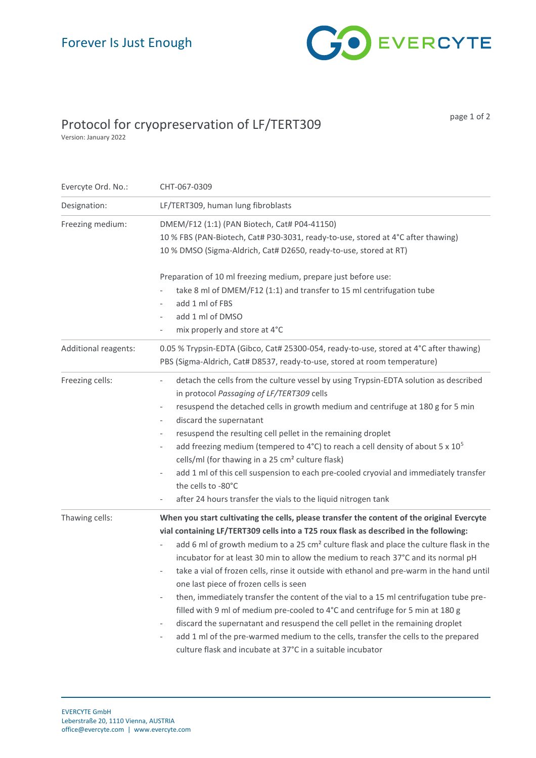Forever Is Just Enough

EVERCYTE

# Protocol for cryopreservation of LF/TERT309

Version: January 2022

| | |
|---|---|
| Evercyte Ord. No.: | CHT-067-0309 |
| Designation: | LF/TERT309, human lung fibroblasts |
| Freezing medium: | DMEM/F12 (1:1) (PAN Biotech, Cat# P04-41150)<br>10 % FBS (PAN-Biotech, Cat# P30-3031, ready-to-use, stored at 4°C after thawing)<br>10 % DMSO (Sigma-Aldrich, Cat# D2650, ready-to-use, stored at RT)<br><br>Preparation of 10 ml freezing medium, prepare just before use:<br>- take 8 ml of DMEM/F12 (1:1) and transfer to 15 ml centrifugation tube<br>- add 1 ml of FBS<br>- add 1 ml of DMSO<br>- mix properly and store at 4°C |
| Additional reagents: | 0.05 % Trypsin-EDTA (Gibco, Cat# 25300-054, ready-to-use, stored at 4°C after thawing)<br>PBS (Sigma-Aldrich, Cat# D8537, ready-to-use, stored at room temperature) |
| Freezing cells: | - detach the cells from the culture vessel by using Trypsin-EDTA solution as described in protocol *Passaging of LF/TERT309* cells<br>- resuspend the detached cells in growth medium and centrifuge at 180 g for 5 min<br>- discard the supernatant<br>- resuspend the resulting cell pellet in the remaining droplet<br>- add freezing medium (tempered to 4°C) to reach a cell density of about $5 \times 10^5$ cells/ml (for thawing in a 25 cm² culture flask)<br>- add 1 ml of this cell suspension to each pre-cooled cryovial and immediately transfer the cells to -80°C<br>- after 24 hours transfer the vials to the liquid nitrogen tank |
| Thawing cells: | **When you start cultivating the cells, please transfer the content of the original Evercyte vial containing LF/TERT309 cells into a T25 roux flask as described in the following:**<br>- add 6 ml of growth medium to a 25 cm² culture flask and place the culture flask in the incubator for at least 30 min to allow the medium to reach 37°C and its normal pH<br>- take a vial of frozen cells, rinse it outside with ethanol and pre-warm in the hand until one last piece of frozen cells is seen<br>- then, immediately transfer the content of the vial to a 15 ml centrifugation tube pre-filled with 9 ml of medium pre-cooled to 4°C and centrifuge for 5 min at 180 g<br>- discard the supernatant and resuspend the cell pellet in the remaining droplet<br>- add 1 ml of the pre-warmed medium to the cells, transfer the cells to the prepared culture flask and incubate at 37°C in a suitable incubator |

EVERCYTE GmbH
Leberstraße 20, 1110 Vienna, AUSTRIA
office@evercyte.com | www.evercyte.com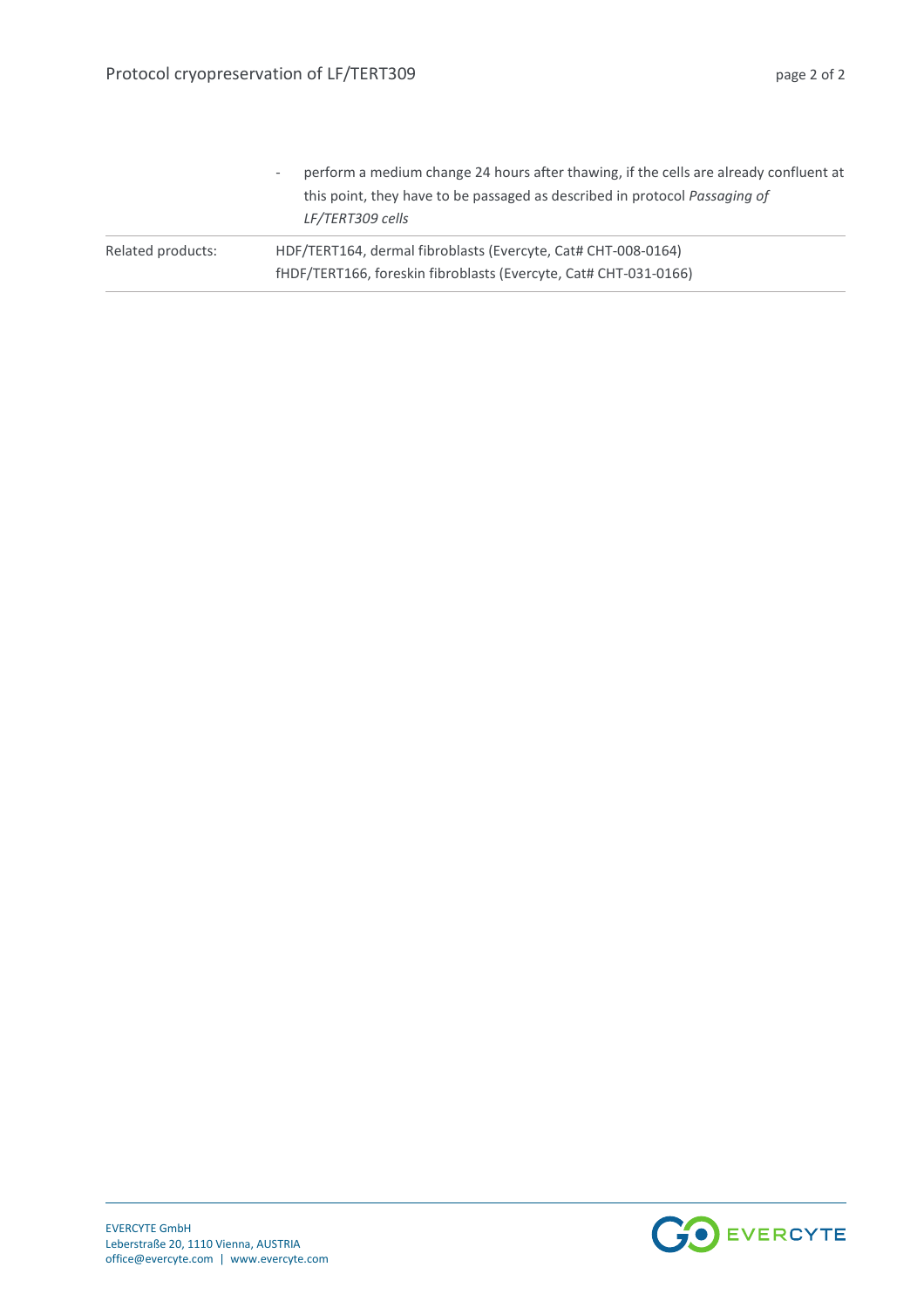| | |
|---|---|
| | - perform a medium change 24 hours after thawing, if the cells are already confluent at this point, they have to be passaged as described in protocol *Passaging of LF/TERT309 cells* |
| Related products: | HDF/TERT164, dermal fibroblasts (Evercyte, Cat# CHT-008-0164)<br>fHDF/TERT166, foreskin fibroblasts (Evercyte, Cat# CHT-031-0166) |

EVERCYTE GmbH
Leberstraße 20, 1110 Vienna, AUSTRIA
office@evercyte.com | www.evercyte.com